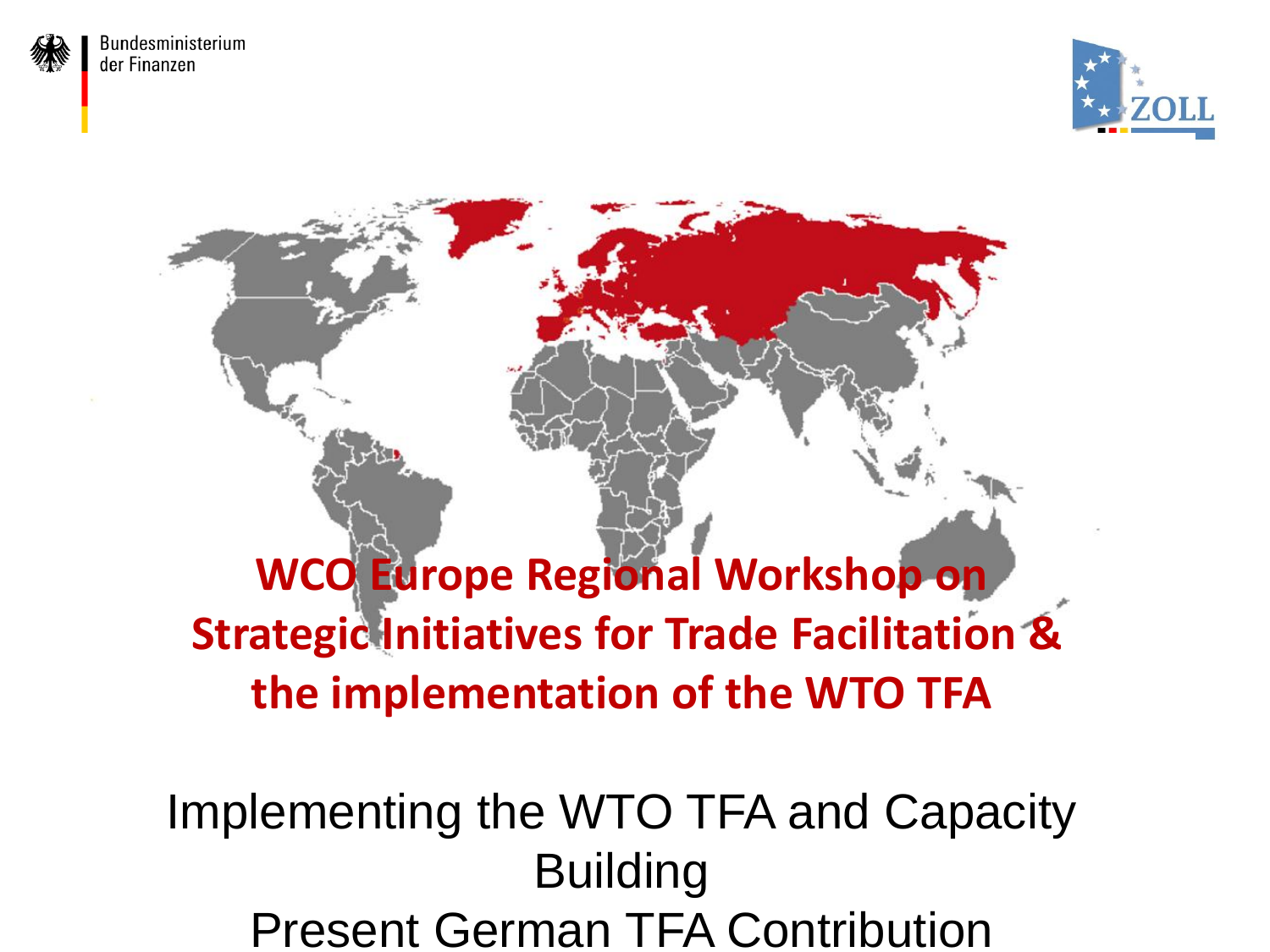Bundesministerium der Finanzen

ZOLL

# WCO Europe Regional Workshop on Strategic Initiatives for Trade Facilitation & the implementation of the WTO TFA

## Implementing the WTO TFA and Capacity Building
## Present German TFA Contribution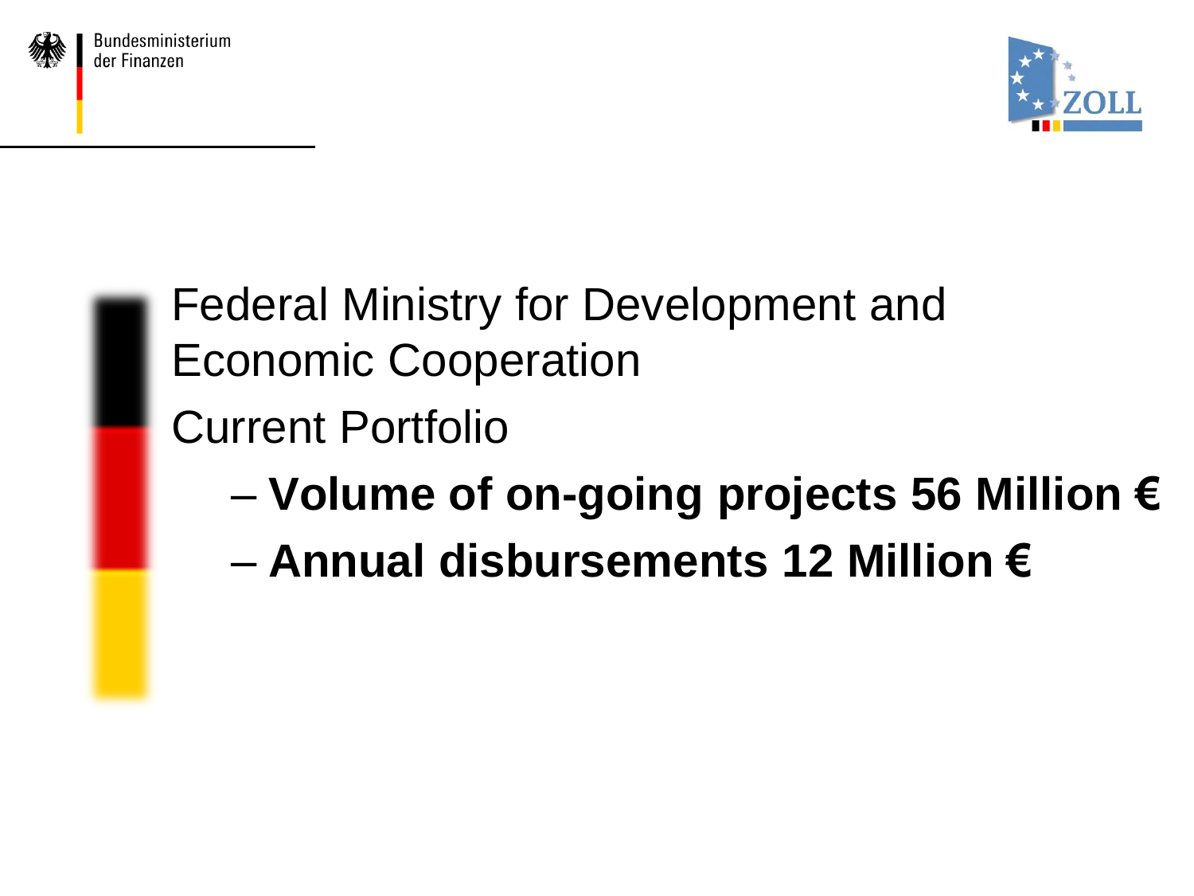# Federal Ministry for Development and Economic Cooperation

Current Portfolio

- **Volume of on-going projects 56 Million €**
- **Annual disbursements 12 Million €**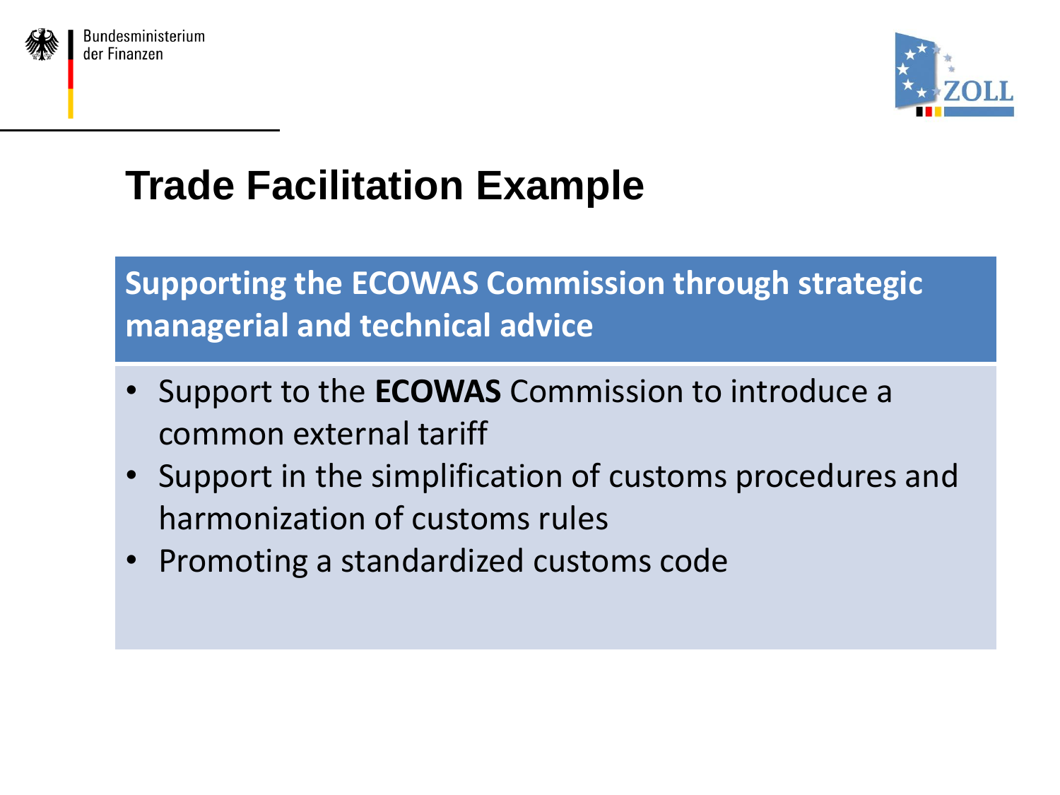# Trade Facilitation Example

## Supporting the ECOWAS Commission through strategic managerial and technical advice

- Support to the **ECOWAS** Commission to introduce a common external tariff
- Support in the simplification of customs procedures and harmonization of customs rules
- Promoting a standardized customs code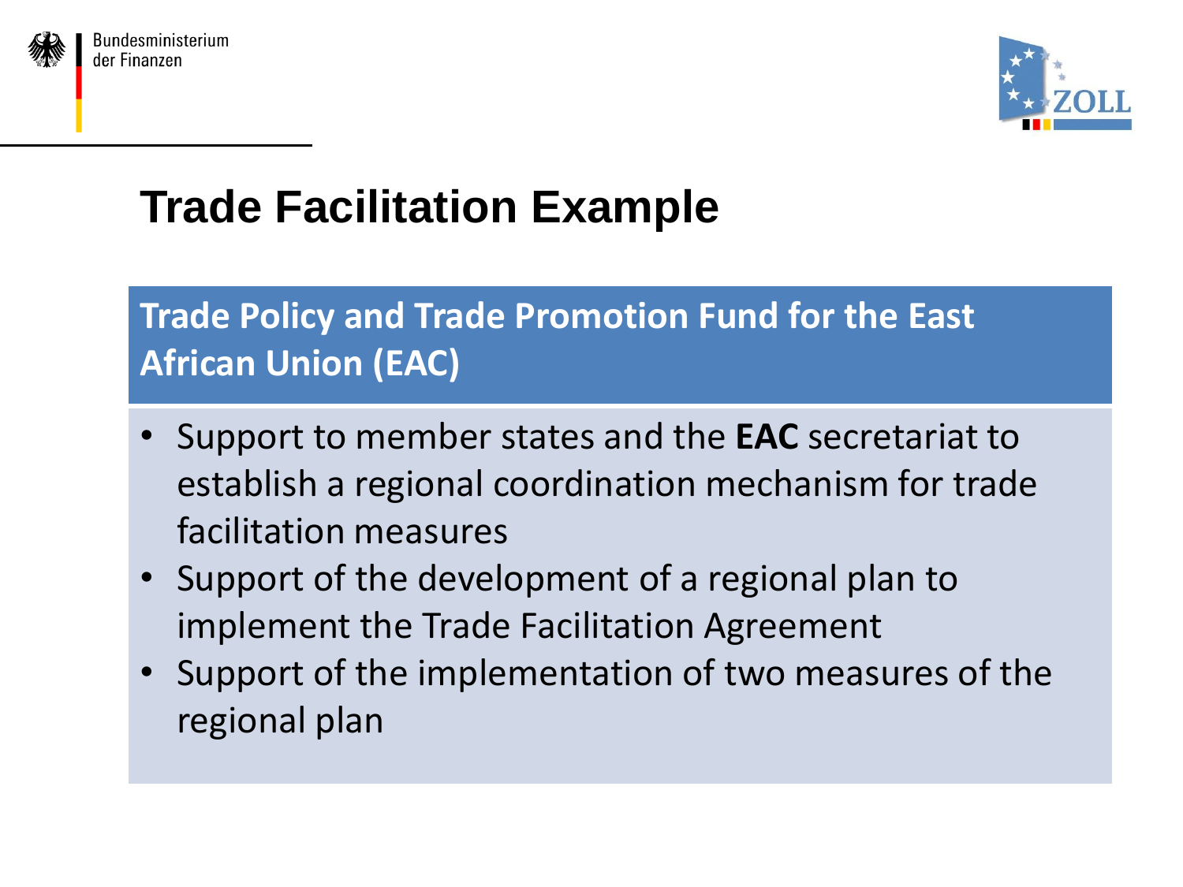# Trade Facilitation Example

## Trade Policy and Trade Promotion Fund for the East African Union (EAC)

- Support to member states and the **EAC** secretariat to establish a regional coordination mechanism for trade facilitation measures
- Support of the development of a regional plan to implement the Trade Facilitation Agreement
- Support of the implementation of two measures of the regional plan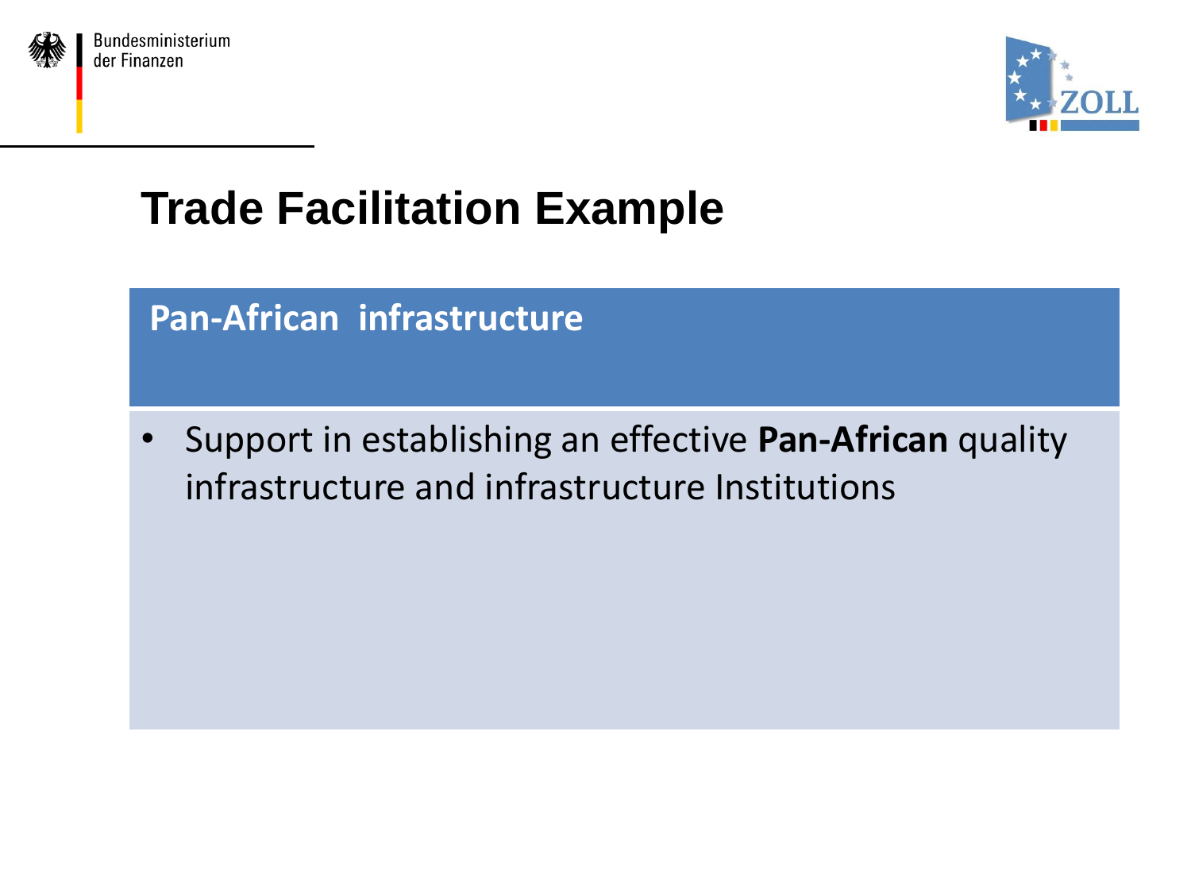# Trade Facilitation Example

## Pan-African infrastructure

- Support in establishing an effective **Pan-African** quality infrastructure and infrastructure Institutions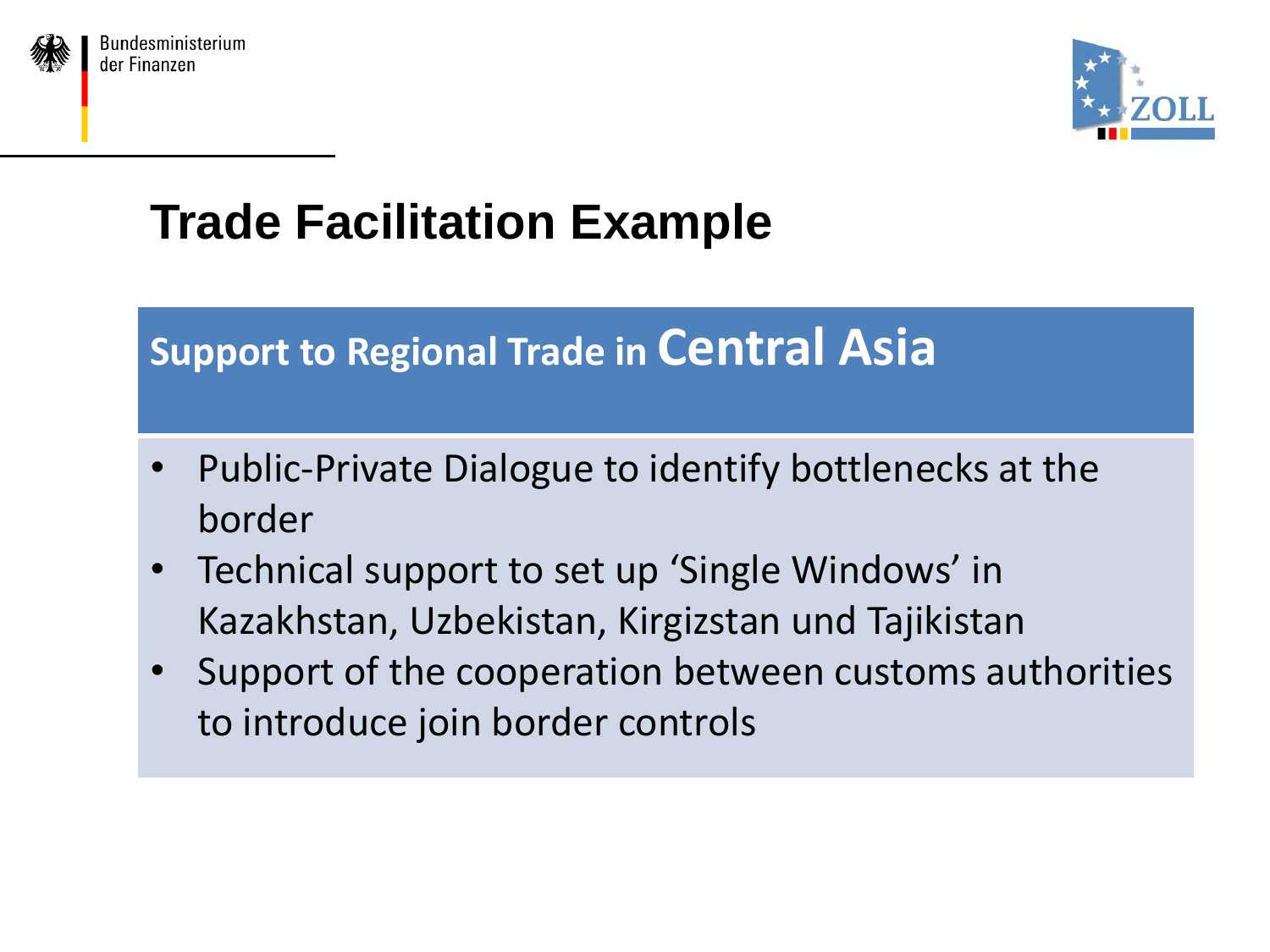# Trade Facilitation Example

## Support to Regional Trade in Central Asia

- Public-Private Dialogue to identify bottlenecks at the border
- Technical support to set up 'Single Windows' in Kazakhstan, Uzbekistan, Kirgizstan und Tajikistan
- Support of the cooperation between customs authorities to introduce join border controls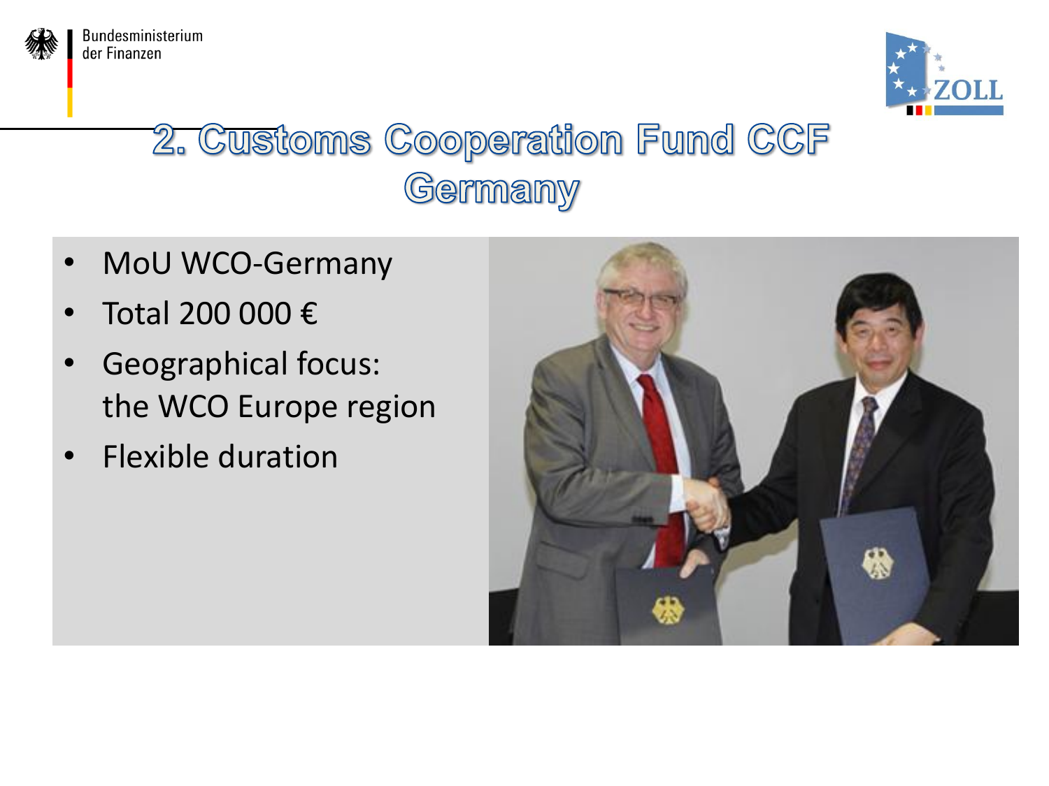# 2. Customs Cooperation Fund CCF Germany

- MoU WCO-Germany
- Total 200 000 €
- Geographical focus: the WCO Europe region
- Flexible duration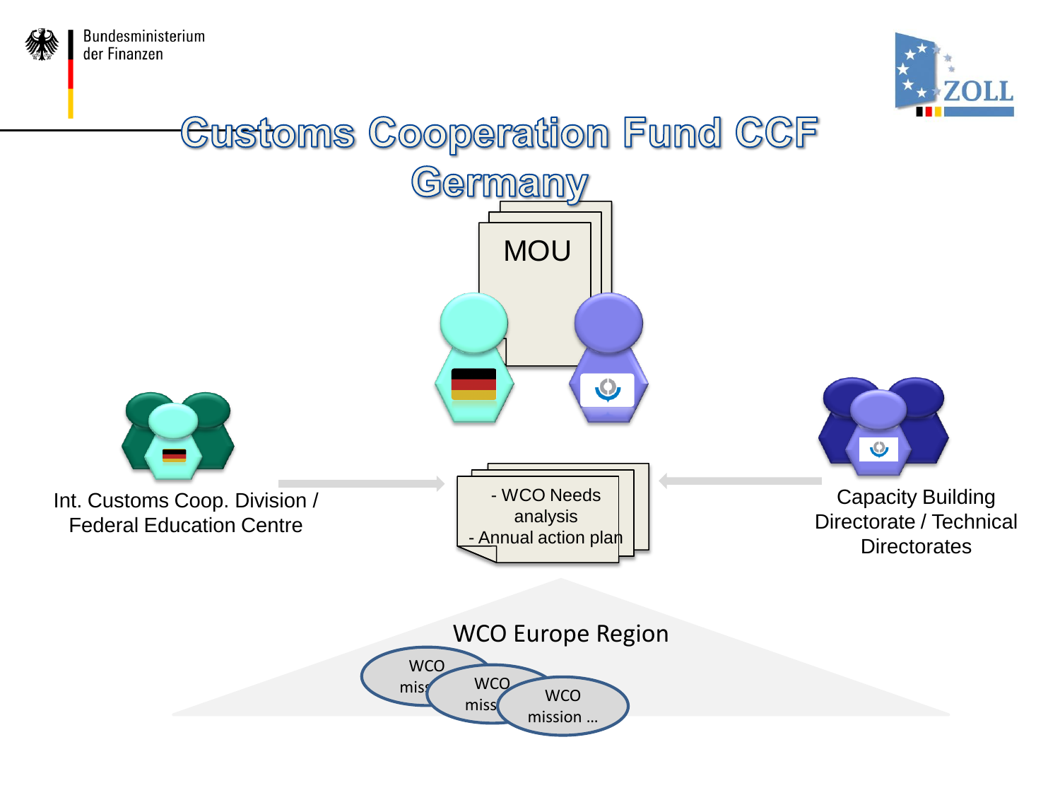Bundesministerium der Finanzen

ZOLL

# Customs Cooperation Fund CCF Germany

MOU

Int. Customs Coop. Division / Federal Education Centre

- WCO Needs analysis
- Annual action plan

Capacity Building Directorate / Technical Directorates

WCO Europe Region

WCO miss

WCO miss

WCO mission …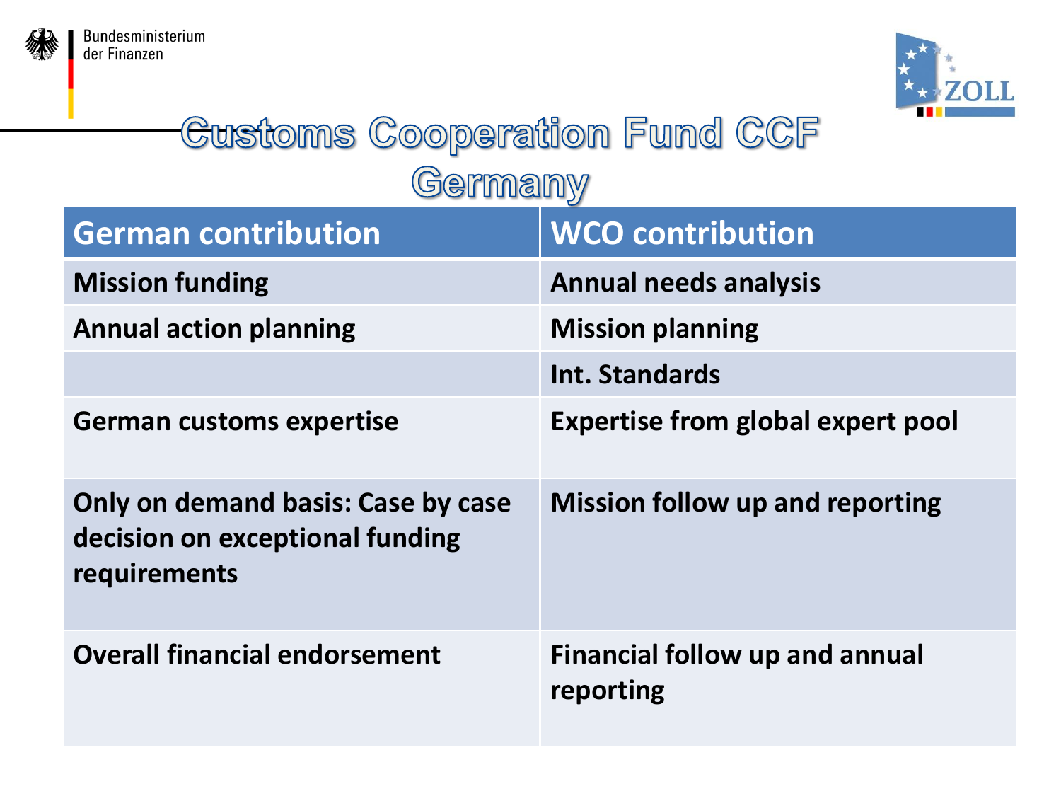# Customs Cooperation Fund CCF Germany

| German contribution | WCO contribution |
| --- | --- |
| Mission funding | Annual needs analysis |
| Annual action planning | Mission planning |
| | Int. Standards |
| German customs expertise | Expertise from global expert pool |
| Only on demand basis: Case by case decision on exceptional funding requirements | Mission follow up and reporting |
| Overall financial endorsement | Financial follow up and annual reporting |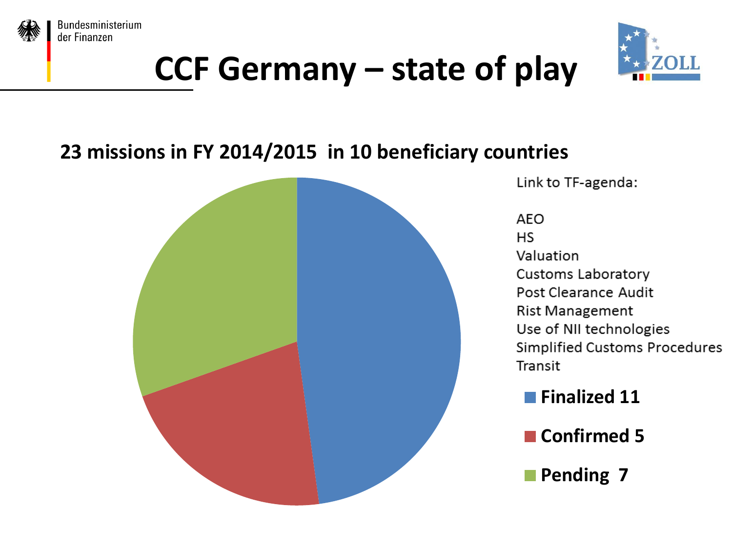# CCF Germany – state of play

**23 missions in FY 2014/2015 in 10 beneficiary countries**

Link to TF-agenda:

AEO
HS
Valuation
Customs Laboratory
Post Clearance Audit
Rist Management
Use of NII technologies
Simplified Customs Procedures
Transit

- **Finalized 11**
- **Confirmed 5**
- **Pending 7**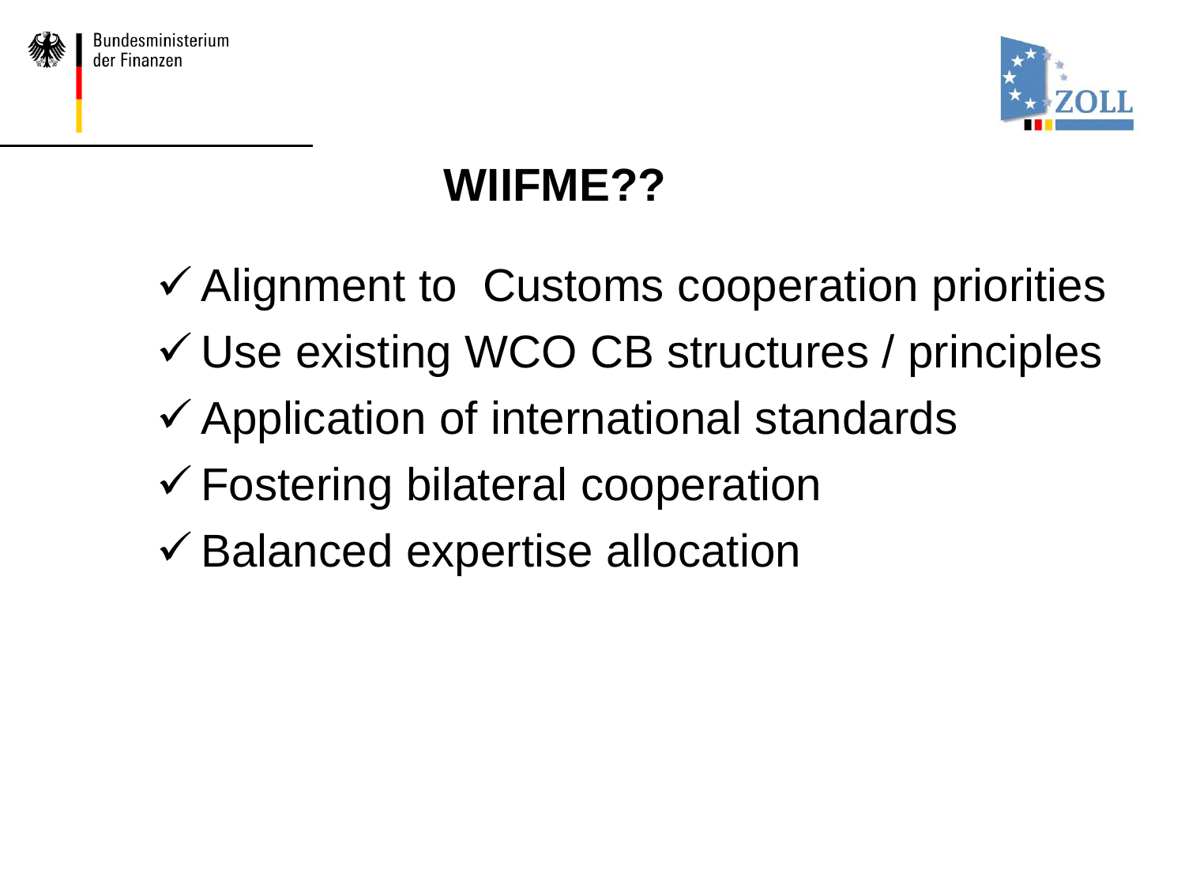# WIIFME??

- ✓ Alignment to Customs cooperation priorities
- ✓ Use existing WCO CB structures / principles
- ✓ Application of international standards
- ✓ Fostering bilateral cooperation
- ✓ Balanced expertise allocation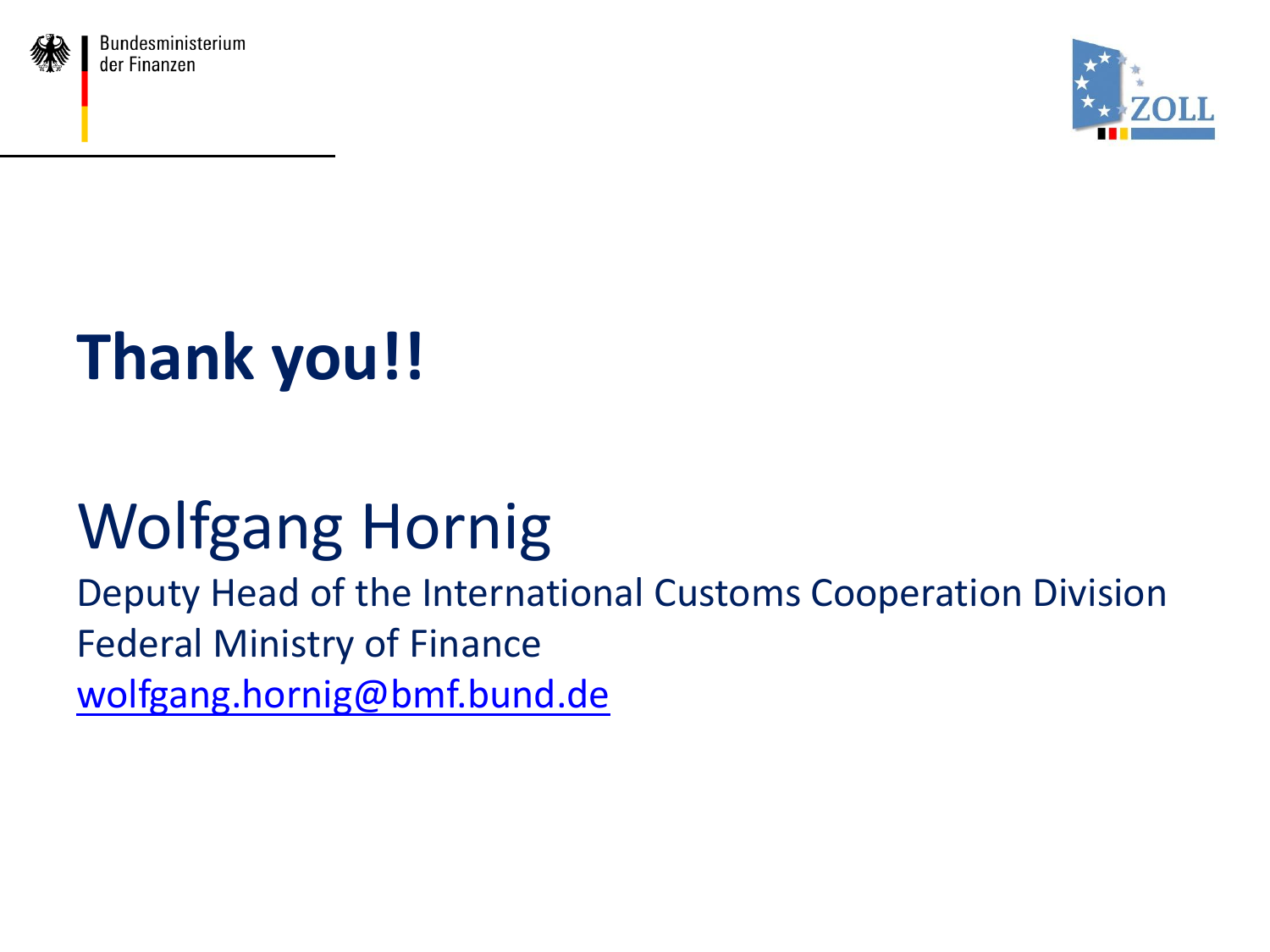Bundesministerium der Finanzen

ZOLL

# Thank you!!

## Wolfgang Hornig

Deputy Head of the International Customs Cooperation Division

Federal Ministry of Finance

wolfgang.hornig@bmf.bund.de